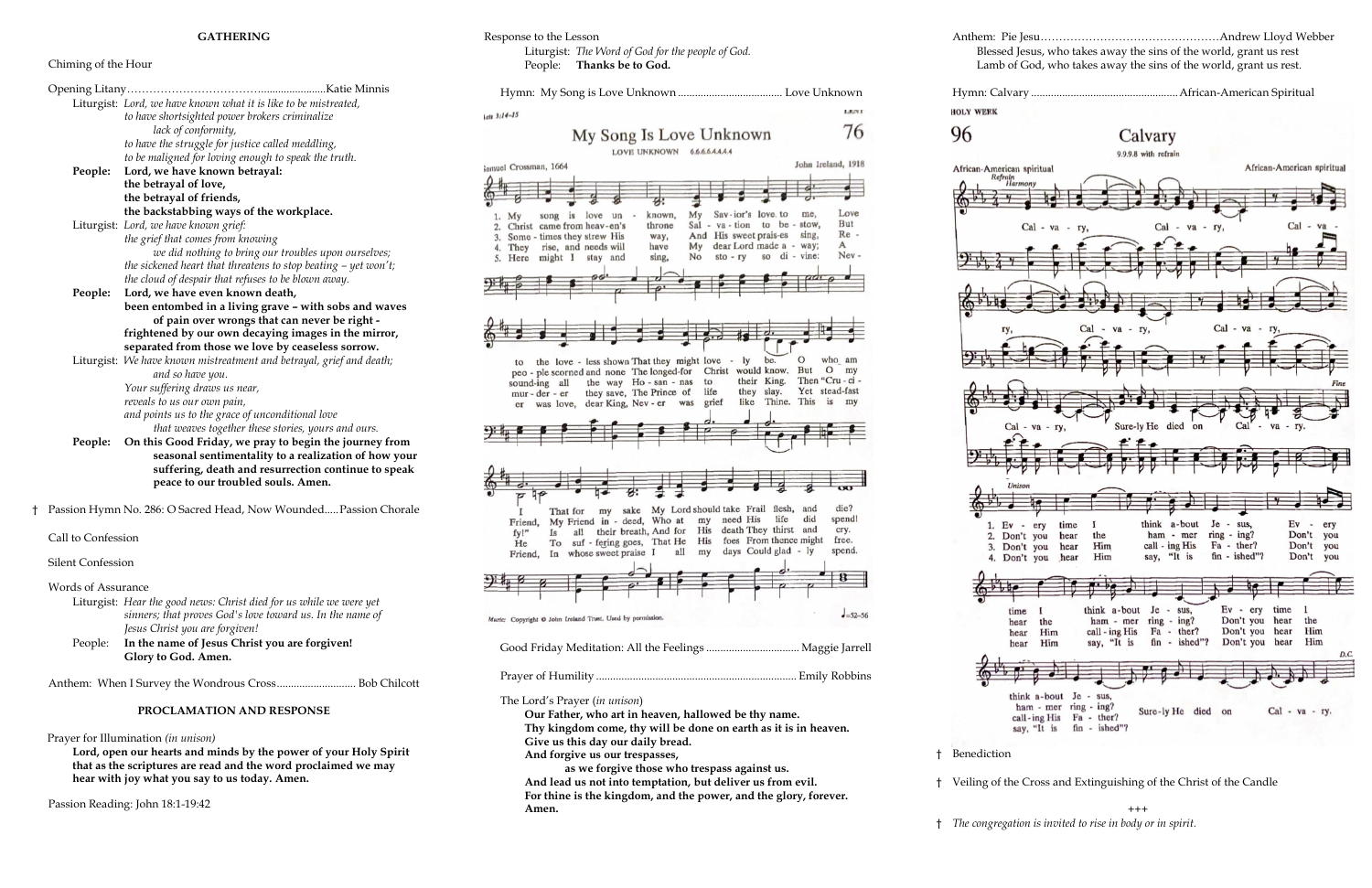## GATHERING

Chiming of the Hour

Opening Litany……………………………….......................Katie Minnis

Liturgist: *Lord, we have known what it is like to be mistreated, to have shortsighted power brokers criminalize lack of conformity, to have the struggle for justice called meddling, to be maligned for loving enough to speak the truth.*

**People: Lord, we have known betrayal: the betrayal of love, the betrayal of friends, the backstabbing ways of the workplace.**

Liturgist: *Lord, we have known grief: the grief that comes from knowing we did nothing to bring our troubles upon ourselves; the sickened heart that threatens to stop beating – yet won't; the cloud of despair that refuses to be blown away.*

**People: Lord, we have even known death, been entombed in a living grave – with sobs and waves of pain over wrongs that can never be right - frightened by our own decaying images in the mirror, separated from those we love by ceaseless sorrow.**

Liturgist: *We have known mistreatment and betrayal, grief and death; and so have you. Your suffering draws us near, reveals to us our own pain, and points us to the grace of unconditional love that weaves together these stories, yours and ours.*

**People: On this Good Friday, we pray to begin the journey from seasonal sentimentality to a realization of how your suffering, death and resurrection continue to speak peace to our troubled souls. Amen.**

† Passion Hymn No. 286: O Sacred Head, Now Wounded.....Passion Chorale

Call to Confession

Silent Confession

Words of Assurance

Liturgist: *Hear the good news: Christ died for us while we were yet sinners; that proves God's love toward us. In the name of Jesus Christ you are forgiven!*

People: **In the name of Jesus Christ you are forgiven! Glory to God. Amen.**

Anthem: When I Survey the Wondrous Cross............................ Bob Chilcott

## PROCLAMATION AND RESPONSE

Prayer for Illumination *(in unison)*

**Lord, open our hearts and minds by the power of your Holy Spirit that as the scriptures are read and the word proclaimed we may hear with joy what you say to us today. Amen.**

Passion Reading: John 18:1-19:42

Response to the Lesson

Liturgist: *The Word of God for the people of God.*

People: **Thanks be to God.**

Hymn: My Song is Love Unknown ...................................... Love Unknown

76 My Song Is Love Unknown
LOVE UNKNOWN 6.6.6.6.4.4.4.4
Samuel Crossman, 1664 — John Ireland, 1918

1. My song is love unknown, My Savior's love to me, Love to the loveless shown That they might lovely be. O who am I That for my sake My Lord should take Frail flesh, and die?
2. Christ came from heaven's throne Salvation to bestow, But people scorned and none The longed-for Christ would know. But O my Friend, My Friend indeed, Who at my need His life did spend!
3. Sometimes they strew His way, And His sweet praises sing, Resounding all the way Hosannas to their King. Then "Crucify!" Is all their breath, And for His death They thirst and cry.
4. They rise, and needs will have My dear Lord made away; A murderer they save, The Prince of life they slay. Yet steadfast He To suffering goes, That He His foes From thence might free.
5. Here might I stay and sing, No story so divine: Never was love, dear King, Never was grief like Thine. This is my Friend, In whose sweet praise I all my days Could gladly spend.

Music: Copyright © John Ireland Trust. Used by permission.

Good Friday Meditation: All the Feelings ................................. Maggie Jarrell

Prayer of Humility ........................................................................ Emily Robbins

The Lord's Prayer (*in unison*)

**Our Father, who art in heaven, hallowed be thy name. Thy kingdom come, thy will be done on earth as it is in heaven. Give us this day our daily bread. And forgive us our trespasses, as we forgive those who trespass against us. And lead us not into temptation, but deliver us from evil. For thine is the kingdom, and the power, and the glory, forever. Amen.**

Anthem: Pie Jesu………………………………………….Andrew Lloyd Webber

Blessed Jesus, who takes away the sins of the world, grant us rest
Lamb of God, who takes away the sins of the world, grant us rest.

Hymn: Calvary .................................................... African-American Spiritual

96 Calvary
9.9.9.8 with refrain
African-American spiritual — African-American spiritual

Refrain: Calvary, Calvary, Calvary, Calvary, Calvary, Surely He died on Calvary.

1. Every time I think about Jesus, Every time I think about Jesus, Every time I think about Jesus, Surely He died on Calvary.
2. Don't you hear the hammer ringing? Don't you hear the hammer ringing? Don't you hear the hammer ringing? Surely He died on Calvary.
3. Don't you hear Him calling His Father? Don't you hear Him calling His Father? Don't you hear Him calling His Father? Surely He died on Calvary.
4. Don't you hear Him say, "It is finished"? Don't you hear Him say, "It is finished"? Don't you hear Him say, "It is finished"? Surely He died on Calvary.

† Benediction

† Veiling of the Cross and Extinguishing of the Christ of the Candle

+++

† *The congregation is invited to rise in body or in spirit.*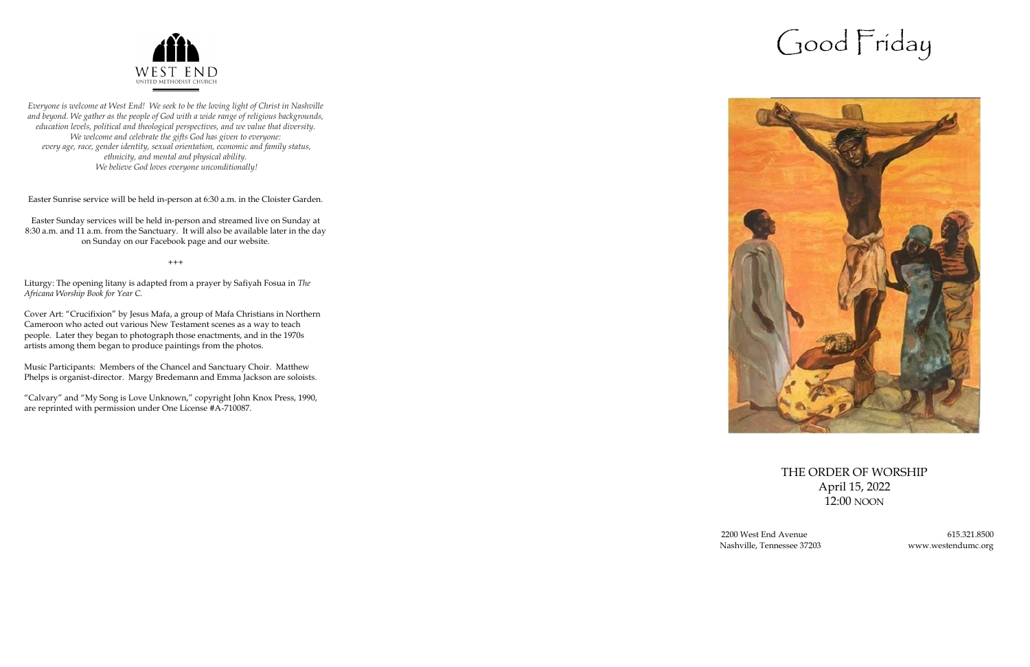WEST END
UNITED METHODIST CHURCH

*Everyone is welcome at West End! We seek to be the loving light of Christ in Nashville and beyond. We gather as the people of God with a wide range of religious backgrounds, education levels, political and theological perspectives, and we value that diversity. We welcome and celebrate the gifts God has given to everyone: every age, race, gender identity, sexual orientation, economic and family status, ethnicity, and mental and physical ability. We believe God loves everyone unconditionally!*

Easter Sunrise service will be held in-person at 6:30 a.m. in the Cloister Garden.

Easter Sunday services will be held in-person and streamed live on Sunday at 8:30 a.m. and 11 a.m. from the Sanctuary. It will also be available later in the day on Sunday on our Facebook page and our website.

+++

Liturgy: The opening litany is adapted from a prayer by Safiyah Fosua in *The Africana Worship Book for Year C.*

Cover Art: "Crucifixion" by Jesus Mafa, a group of Mafa Christians in Northern Cameroon who acted out various New Testament scenes as a way to teach people. Later they began to photograph those enactments, and in the 1970s artists among them began to produce paintings from the photos.

Music Participants: Members of the Chancel and Sanctuary Choir. Matthew Phelps is organist-director. Margy Bredemann and Emma Jackson are soloists.

"Calvary" and "My Song is Love Unknown," copyright John Knox Press, 1990, are reprinted with permission under One License #A-710087.

# Good Friday

THE ORDER OF WORSHIP
April 15, 2022
12:00 NOON

2200 West End Avenue
Nashville, Tennessee 37203

615.321.8500
www.westendumc.org